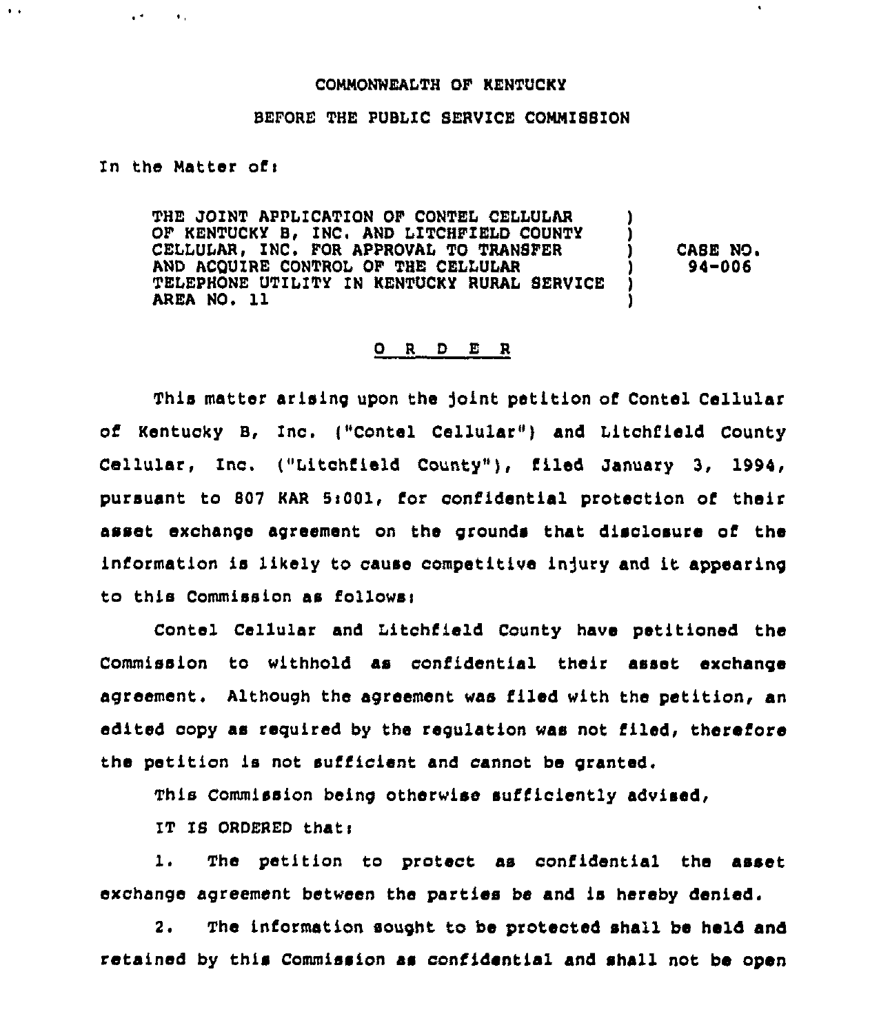COMMONWEALTH OF KENTUCKY

BEFORE THE PUBLIC SERVICE COMMISSION

In the Matter of:

| | | |
|---|---|---|
| THE JOINT APPLICATION OF CONTEL CELLULAR OF KENTUCKY B, INC. AND LITCHFIELD COUNTY CELLULAR, INC. FOR APPROVAL TO TRANSFER AND ACQUIRE CONTROL OF THE CELLULAR TELEPHONE UTILITY IN KENTUCKY RURAL SERVICE AREA NO. 11 | ) | CASE NO. 94-006 |

O R D E R

This matter arising upon the joint petition of Contel Cellular of Kentucky B, Inc. ("Contel Cellular") and Litchfield County Cellular, Inc. ("Litchfield County"), filed January 3, 1994, pursuant to 807 KAR 5:001, for confidential protection of their asset exchange agreement on the grounds that disclosure of the information is likely to cause competitive injury and it appearing to this Commission as follows:

Contel Cellular and Litchfield County have petitioned the Commission to withhold as confidential their asset exchange agreement. Although the agreement was filed with the petition, an edited copy as required by the regulation was not filed, therefore the petition is not sufficient and cannot be granted.

This Commission being otherwise sufficiently advised,

IT IS ORDERED that:

1. The petition to protect as confidential the asset exchange agreement between the parties be and is hereby denied.

2. The information sought to be protected shall be held and retained by this Commission as confidential and shall not be open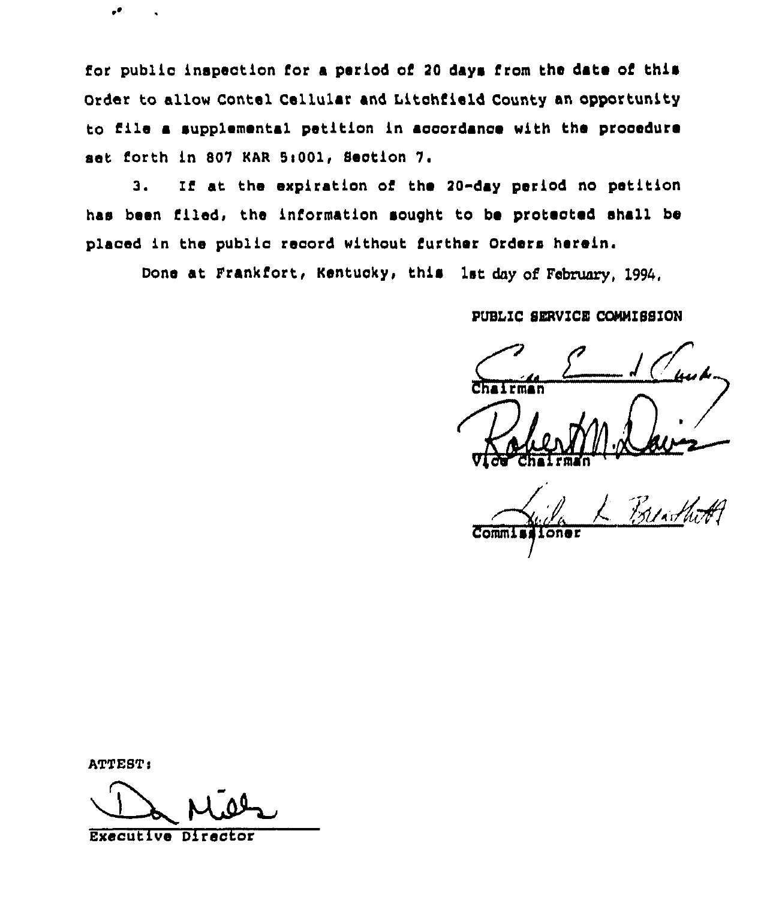for public inspection for a period of 20 days from the date of this Order to allow Contel Cellular and Litchfield County an opportunity to file a supplemental petition in accordance with the procedure set forth in 807 KAR 5:001, Section 7.

3. If at the expiration of the 20-day period no petition has been filed, the information sought to be protected shall be placed in the public record without further Orders herein.

Done at Frankfort, Kentucky, this 1st day of February, 1994.

PUBLIC SERVICE COMMISSION

Chairman

Vice Chairman

Commissioner

ATTEST:

Executive Director